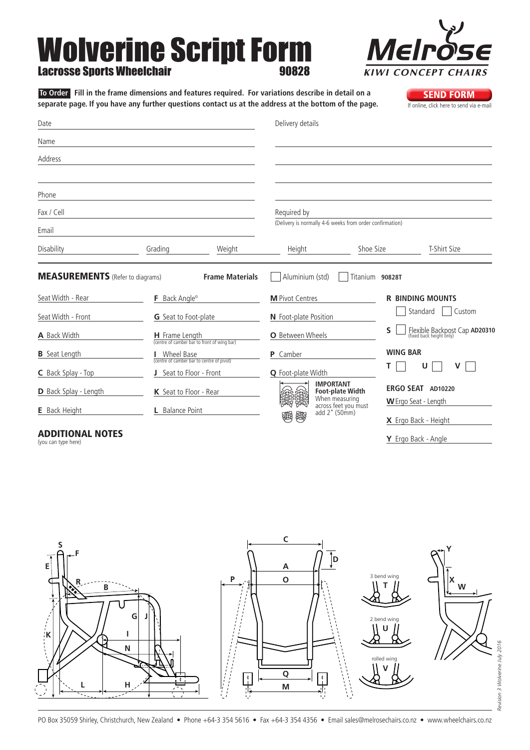# Wolverine Script Form

## Lacrosse Sports Wheelchair 90828

Melrose
KIWI CONCEPT CHAIRS

**To Order** **Fill in the frame dimensions and features required. For variations describe in detail on a separate page. If you have any further questions contact us at the address at the bottom of the page.**

**SEND FORM**
If online, click here to send via e-mail

Date

Name

Address

Phone

Fax / Cell

Email

Delivery details

Required by
(Delivery is normally 4-6 weeks from order confirmation)

Disability | Grading | Weight | Height | Shoe Size | T-Shirt Size

## MEASUREMENTS (Refer to diagrams)

**Frame Materials** ☐ Aluminium (std) ☐ Titanium **90828T**

| | | | |
|---|---|---|---|
| Seat Width - Rear | **F** Back Angle° | **M** Pivot Centres | **R BINDING MOUNTS** ☐ Standard ☐ Custom |
| Seat Width - Front | **G** Seat to Foot-plate | **N** Foot-plate Position | **S** ☐ Flexible Backpost Cap **AD20310** (fixed back height only) |
| **A** Back Width | **H** Frame Length (centre of camber bar to front of wing bar) | **O** Between Wheels | **WING BAR** |
| **B** Seat Length | **I** Wheel Base (centre of camber bar to centre of pivot) | **P** Camber | **T** ☐ **U** ☐ **V** ☐ |
| **C** Back Splay - Top | **J** Seat to Floor - Front | **Q** Foot-plate Width | **ERGO SEAT AD10220** |
| **D** Back Splay - Length | **K** Seat to Floor - Rear | **IMPORTANT Foot-plate Width** When measuring across feet you must add 2" (50mm) | **W** Ergo Seat - Length |
| **E** Back Height | **L** Balance Point | | **X** Ergo Back - Height |
| | | | **Y** Ergo Back - Angle |

## ADDITIONAL NOTES

(you can type here)

3 bend wing **T**

2 bend wing **U**

rolled wing **V**

PO Box 35059 Shirley, Christchurch, New Zealand • Phone +64-3 354 5616 • Fax +64-3 354 4356 • Email sales@melrosechairs.co.nz • www.wheelchairs.co.nz

Revision 3 Wolverine July 2016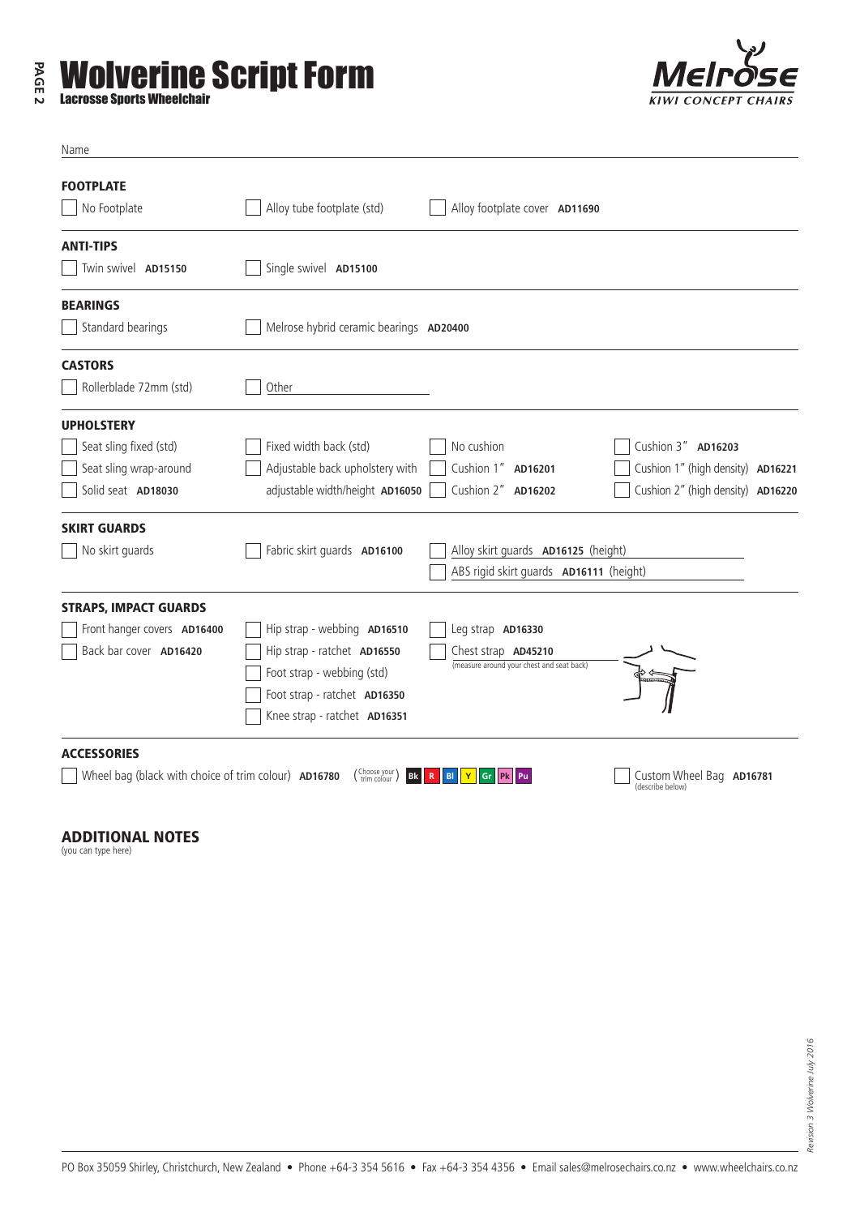# Wolverine Script Form

**Lacrosse Sports Wheelchair**

MELROSE KIWI CONCEPT CHAIRS

Name

### FOOTPLATE

- [ ] No Footplate
- [ ] Alloy tube footplate (std)
- [ ] Alloy footplate cover **AD11690**

### ANTI-TIPS

- [ ] Twin swivel **AD15150**
- [ ] Single swivel **AD15100**

### BEARINGS

- [ ] Standard bearings
- [ ] Melrose hybrid ceramic bearings **AD20400**

### CASTORS

- [ ] Rollerblade 72mm (std)
- [ ] Other

### UPHOLSTERY

- [ ] Seat sling fixed (std)
- [ ] Seat sling wrap-around
- [ ] Solid seat **AD18030**
- [ ] Fixed width back (std)
- [ ] Adjustable back upholstery with adjustable width/height **AD16050**
- [ ] No cushion
- [ ] Cushion 1" **AD16201**
- [ ] Cushion 2" **AD16202**
- [ ] Cushion 3" **AD16203**
- [ ] Cushion 1" (high density) **AD16221**
- [ ] Cushion 2" (high density) **AD16220**

### SKIRT GUARDS

- [ ] No skirt guards
- [ ] Fabric skirt guards **AD16100**
- [ ] Alloy skirt guards **AD16125** (height)
- [ ] ABS rigid skirt guards **AD16111** (height)

### STRAPS, IMPACT GUARDS

- [ ] Front hanger covers **AD16400**
- [ ] Back bar cover **AD16420**
- [ ] Hip strap - webbing **AD16510**
- [ ] Hip strap - ratchet **AD16550**
- [ ] Foot strap - webbing (std)
- [ ] Foot strap - ratchet **AD16350**
- [ ] Knee strap - ratchet **AD16351**
- [ ] Leg strap **AD16330**
- [ ] Chest strap **AD45210** (measure around your chest and seat back)

### ACCESSORIES

- [ ] Wheel bag (black with choice of trim colour) **AD16780** (Choose your trim colour) Bk R Bl Y Gr Pk Pu
- [ ] Custom Wheel Bag **AD16781** (describe below)

## ADDITIONAL NOTES

(you can type here)

PO Box 35059 Shirley, Christchurch, New Zealand • Phone +64-3 354 5616 • Fax +64-3 354 4356 • Email sales@melrosechairs.co.nz • www.wheelchairs.co.nz

Revision 3 Wolverine July 2016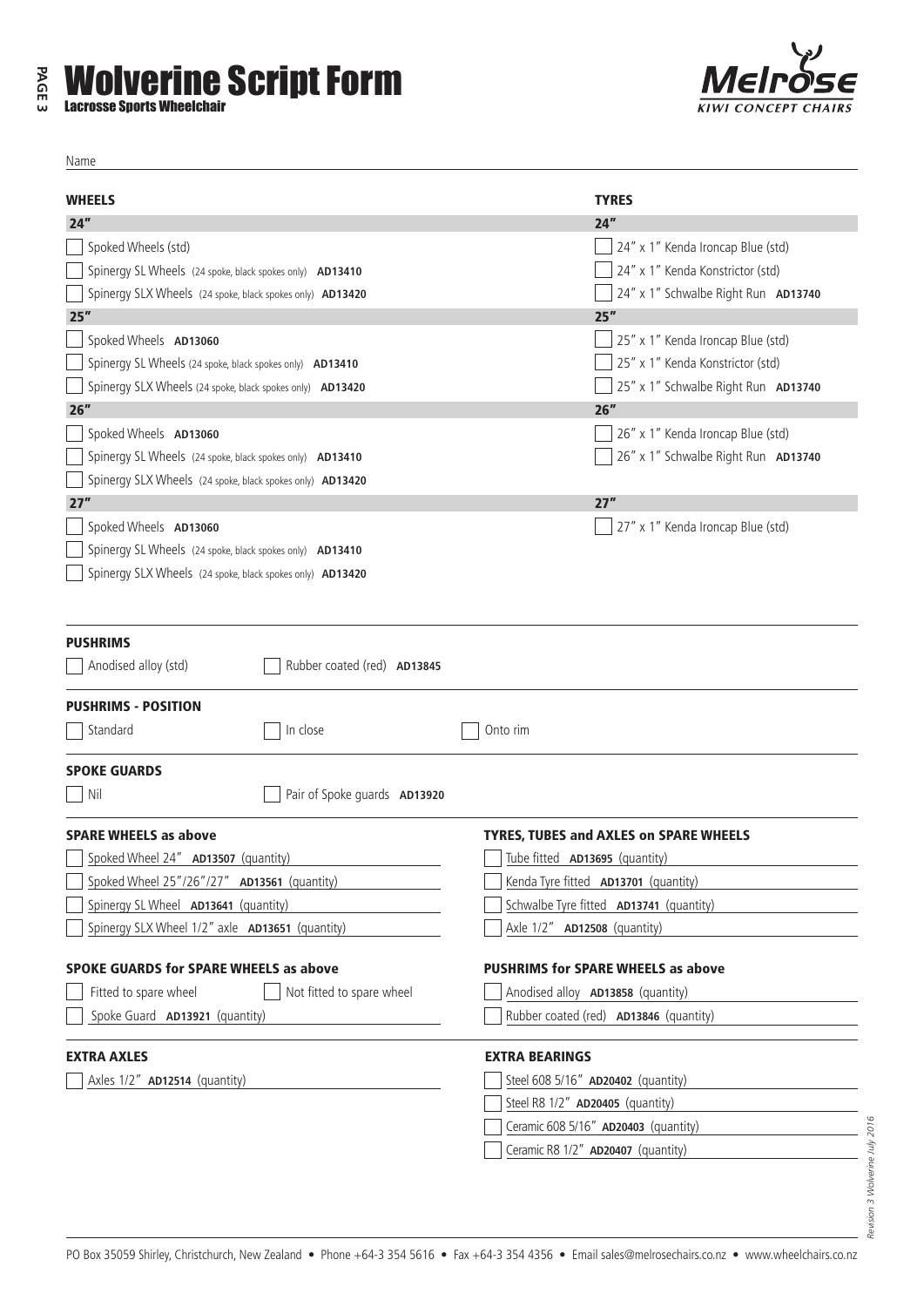# Wolverine Script Form

**Lacrosse Sports Wheelchair**

Name

## WHEELS

**24″**

- [ ] Spoked Wheels (std)
- [ ] Spinergy SL Wheels (24 spoke, black spokes only) **AD13410**
- [ ] Spinergy SLX Wheels (24 spoke, black spokes only) **AD13420**

**25″**

- [ ] Spoked Wheels **AD13060**
- [ ] Spinergy SL Wheels (24 spoke, black spokes only) **AD13410**
- [ ] Spinergy SLX Wheels (24 spoke, black spokes only) **AD13420**

**26″**

- [ ] Spoked Wheels **AD13060**
- [ ] Spinergy SL Wheels (24 spoke, black spokes only) **AD13410**
- [ ] Spinergy SLX Wheels (24 spoke, black spokes only) **AD13420**

**27″**

- [ ] Spoked Wheels **AD13060**
- [ ] Spinergy SL Wheels (24 spoke, black spokes only) **AD13410**
- [ ] Spinergy SLX Wheels (24 spoke, black spokes only) **AD13420**

## TYRES

**24″**

- [ ] 24″ x 1″ Kenda Ironcap Blue (std)
- [ ] 24″ x 1″ Kenda Konstrictor (std)
- [ ] 24″ x 1″ Schwalbe Right Run **AD13740**

**25″**

- [ ] 25″ x 1″ Kenda Ironcap Blue (std)
- [ ] 25″ x 1″ Kenda Konstrictor (std)
- [ ] 25″ x 1″ Schwalbe Right Run **AD13740**

**26″**

- [ ] 26″ x 1″ Kenda Ironcap Blue (std)
- [ ] 26″ x 1″ Schwalbe Right Run **AD13740**

**27″**

- [ ] 27″ x 1″ Kenda Ironcap Blue (std)

## PUSHRIMS

- [ ] Anodised alloy (std)
- [ ] Rubber coated (red) **AD13845**

## PUSHRIMS - POSITION

- [ ] Standard
- [ ] In close
- [ ] Onto rim

## SPOKE GUARDS

- [ ] Nil
- [ ] Pair of Spoke guards **AD13920**

## SPARE WHEELS as above

- [ ] Spoked Wheel 24″ **AD13507** (quantity)
- [ ] Spoked Wheel 25″/26″/27″ **AD13561** (quantity)
- [ ] Spinergy SL Wheel **AD13641** (quantity)
- [ ] Spinergy SLX Wheel 1/2″ axle **AD13651** (quantity)

## TYRES, TUBES and AXLES on SPARE WHEELS

- [ ] Tube fitted **AD13695** (quantity)
- [ ] Kenda Tyre fitted **AD13701** (quantity)
- [ ] Schwalbe Tyre fitted **AD13741** (quantity)
- [ ] Axle 1/2″ **AD12508** (quantity)

## SPOKE GUARDS for SPARE WHEELS as above

- [ ] Fitted to spare wheel
- [ ] Not fitted to spare wheel
- [ ] Spoke Guard **AD13921** (quantity)

## PUSHRIMS for SPARE WHEELS as above

- [ ] Anodised alloy **AD13858** (quantity)
- [ ] Rubber coated (red) **AD13846** (quantity)

## EXTRA AXLES

- [ ] Axles 1/2″ **AD12514** (quantity)

## EXTRA BEARINGS

- [ ] Steel 608 5/16″ **AD20402** (quantity)
- [ ] Steel R8 1/2″ **AD20405** (quantity)
- [ ] Ceramic 608 5/16″ **AD20403** (quantity)
- [ ] Ceramic R8 1/2″ **AD20407** (quantity)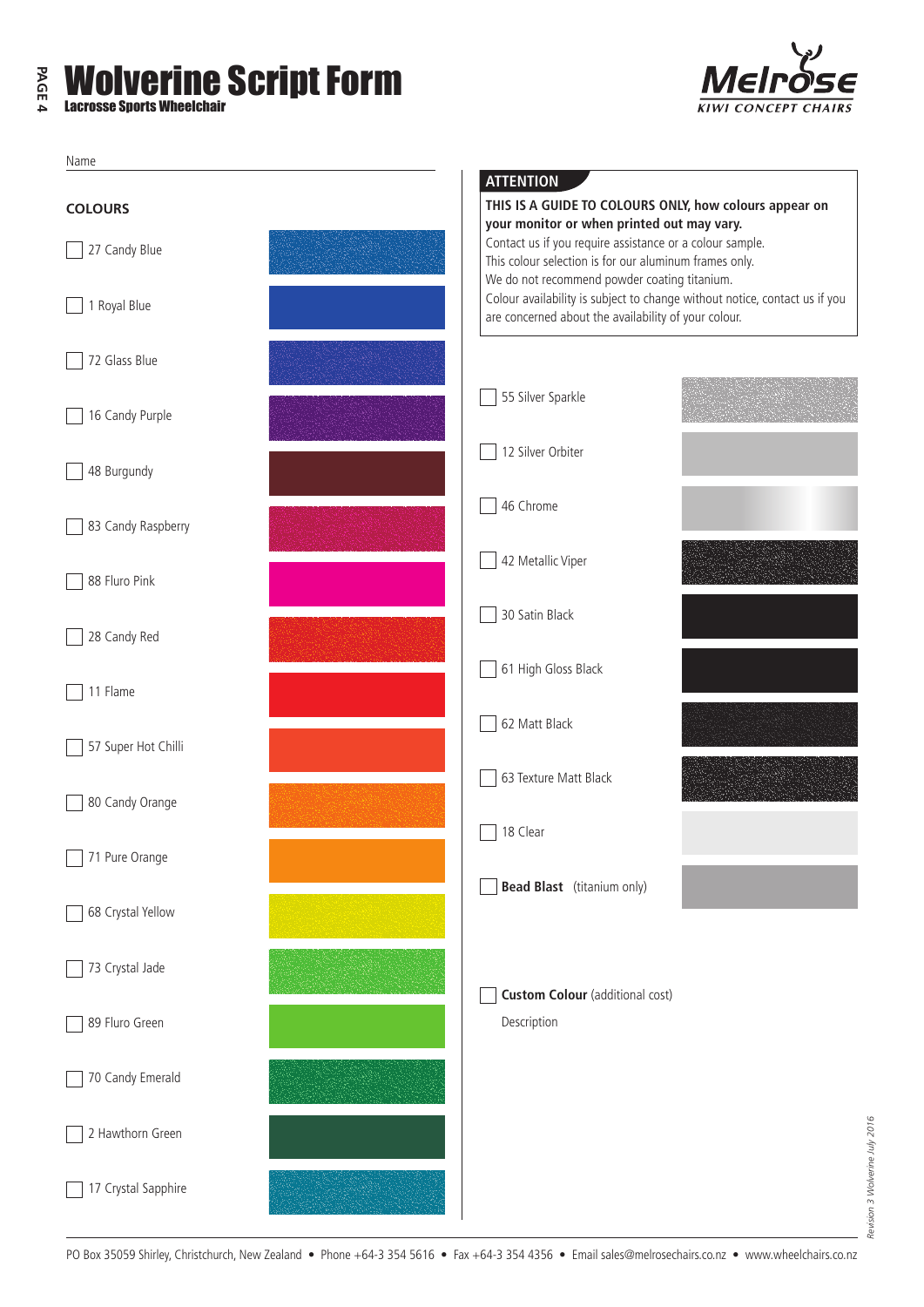# Wolverine Script Form

**Lacrosse Sports Wheelchair**

Name

## COLOURS

- ☐ 27 Candy Blue
- ☐ 1 Royal Blue
- ☐ 72 Glass Blue
- ☐ 16 Candy Purple
- ☐ 48 Burgundy
- ☐ 83 Candy Raspberry
- ☐ 88 Fluro Pink
- ☐ 28 Candy Red
- ☐ 11 Flame
- ☐ 57 Super Hot Chilli
- ☐ 80 Candy Orange
- ☐ 71 Pure Orange
- ☐ 68 Crystal Yellow
- ☐ 73 Crystal Jade
- ☐ 89 Fluro Green
- ☐ 70 Candy Emerald
- ☐ 2 Hawthorn Green
- ☐ 17 Crystal Sapphire

**ATTENTION**

**THIS IS A GUIDE TO COLOURS ONLY, how colours appear on your monitor or when printed out may vary.**
Contact us if you require assistance or a colour sample.
This colour selection is for our aluminum frames only.
We do not recommend powder coating titanium.
Colour availability is subject to change without notice, contact us if you are concerned about the availability of your colour.

- ☐ 55 Silver Sparkle
- ☐ 12 Silver Orbiter
- ☐ 46 Chrome
- ☐ 42 Metallic Viper
- ☐ 30 Satin Black
- ☐ 61 High Gloss Black
- ☐ 62 Matt Black
- ☐ 63 Texture Matt Black
- ☐ 18 Clear
- ☐ **Bead Blast** (titanium only)

☐ **Custom Colour** (additional cost)

Description

*Revision 3 Wolverine July 2016*

PO Box 35059 Shirley, Christchurch, New Zealand • Phone +64-3 354 5616 • Fax +64-3 354 4356 • Email sales@melrosechairs.co.nz • www.wheelchairs.co.nz